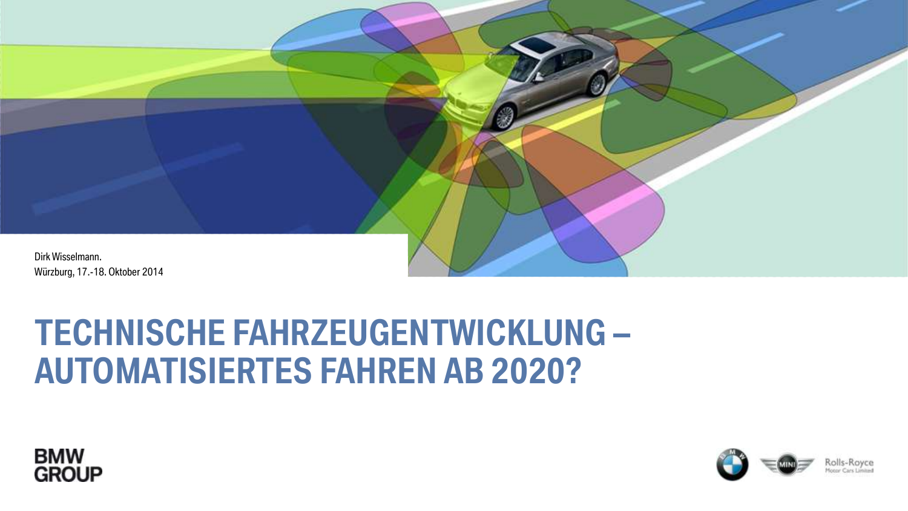Dirk Wisselmann.
Würzburg, 17.-18. Oktober 2014

# TECHNISCHE FAHRZEUGENTWICKLUNG – AUTOMATISIERTES FAHREN AB 2020?

BMW GROUP

Rolls-Royce Motor Cars Limited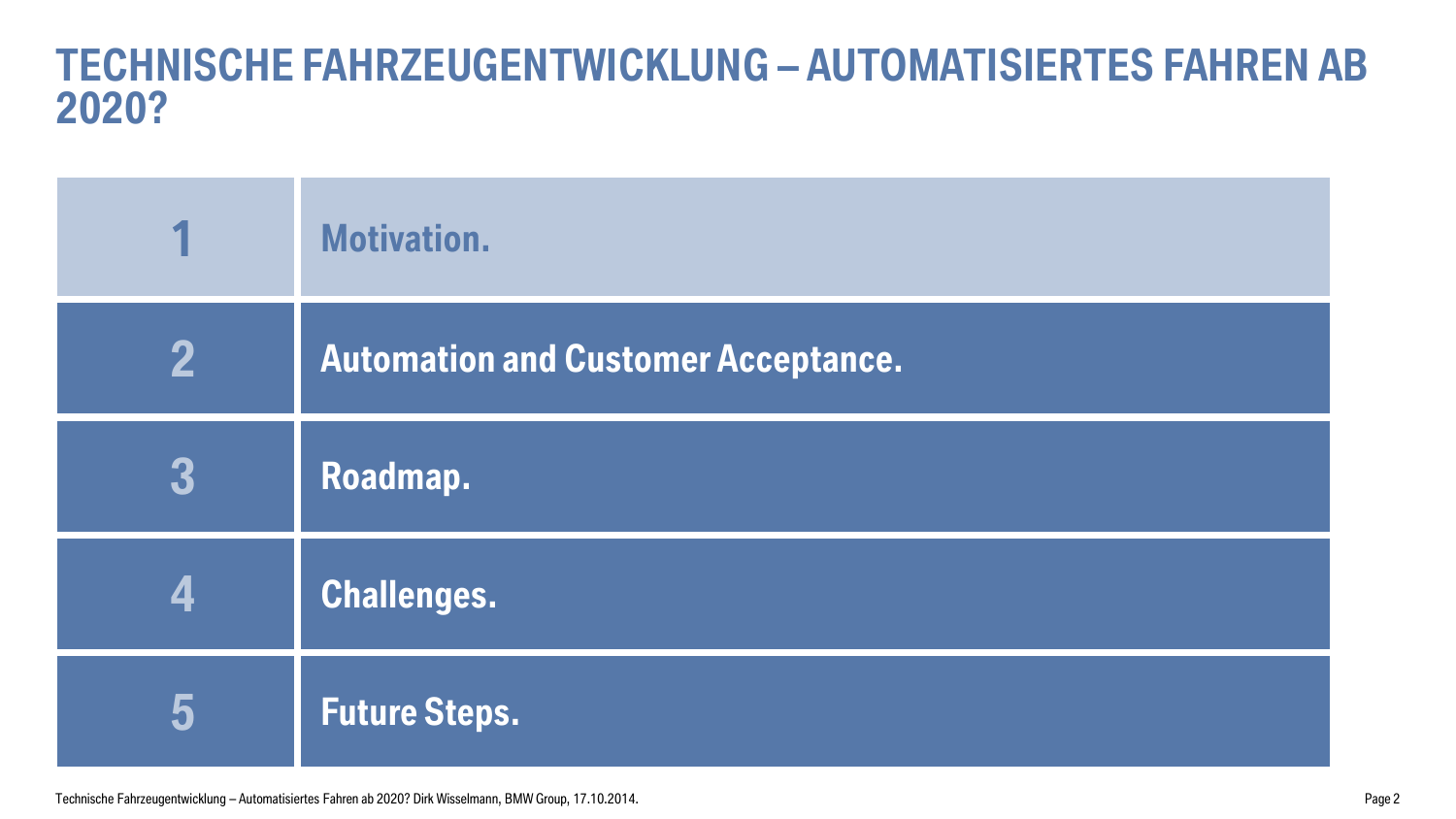# TECHNISCHE FAHRZEUGENTWICKLUNG – AUTOMATISIERTES FAHREN AB 2020?

| | |
|---|---|
| 1 | **Motivation.** |
| 2 | **Automation and Customer Acceptance.** |
| 3 | **Roadmap.** |
| 4 | **Challenges.** |
| 5 | **Future Steps.** |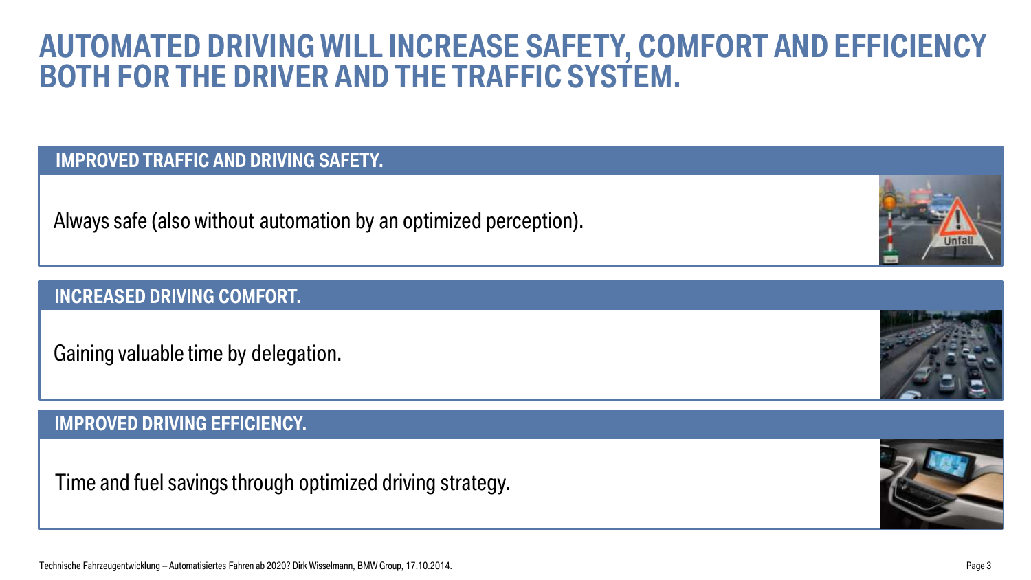# AUTOMATED DRIVING WILL INCREASE SAFETY, COMFORT AND EFFICIENCY BOTH FOR THE DRIVER AND THE TRAFFIC SYSTEM.

## IMPROVED TRAFFIC AND DRIVING SAFETY.

Always safe (also without automation by an optimized perception).

## INCREASED DRIVING COMFORT.

Gaining valuable time by delegation.

## IMPROVED DRIVING EFFICIENCY.

Time and fuel savings through optimized driving strategy.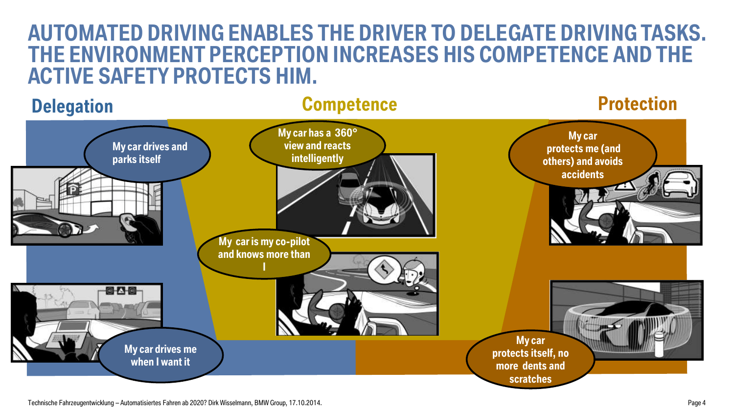# AUTOMATED DRIVING ENABLES THE DRIVER TO DELEGATE DRIVING TASKS. THE ENVIRONMENT PERCEPTION INCREASES HIS COMPETENCE AND THE ACTIVE SAFETY PROTECTS HIM.

## Delegation

- My car drives and parks itself
- My car drives me when I want it

## Competence

- My car has a 360° view and reacts intelligently
- My car is my co-pilot and knows more than I

## Protection

- My car protects me (and others) and avoids accidents
- My car protects itself, no more dents and scratches

Technische Fahrzeugentwicklung – Automatisiertes Fahren ab 2020? Dirk Wisselmann, BMW Group, 17.10.2014.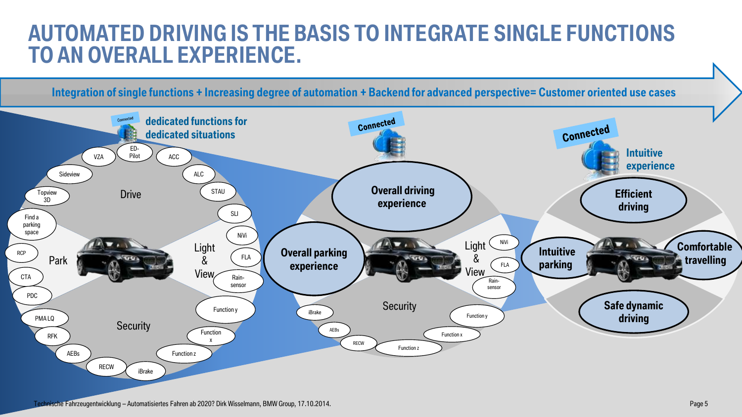# AUTOMATED DRIVING IS THE BASIS TO INTEGRATE SINGLE FUNCTIONS TO AN OVERALL EXPERIENCE.

**Integration of single functions + Increasing degree of automation + Backend for advanced perspective= Customer oriented use cases**

Connected

**dedicated functions for dedicated situations**

Drive: VZA, ED-Pilot, ACC, ALC, STAU, SLI, Sideview, Topview 3D

Park: Find a parking space, RCP, CTA, PDC

Light & View: NiVi, FLA, Rain-sensor

Security: Function y, Function x, Function z, PMA LQ, RFK, AEBs, RECW, iBrake

Connected

**Overall driving experience**

**Overall parking experience**

Light & View: NiVi, FLA, Rain-sensor

Security: iBrake, AEBs, RECW, Function z, Function x, Function y

Connected

**Intuitive experience**

**Efficient driving**

**Intuitive parking**

**Comfortable travelling**

**Safe dynamic driving**

Technische Fahrzeugentwicklung – Automatisiertes Fahren ab 2020? Dirk Wisselmann, BMW Group, 17.10.2014.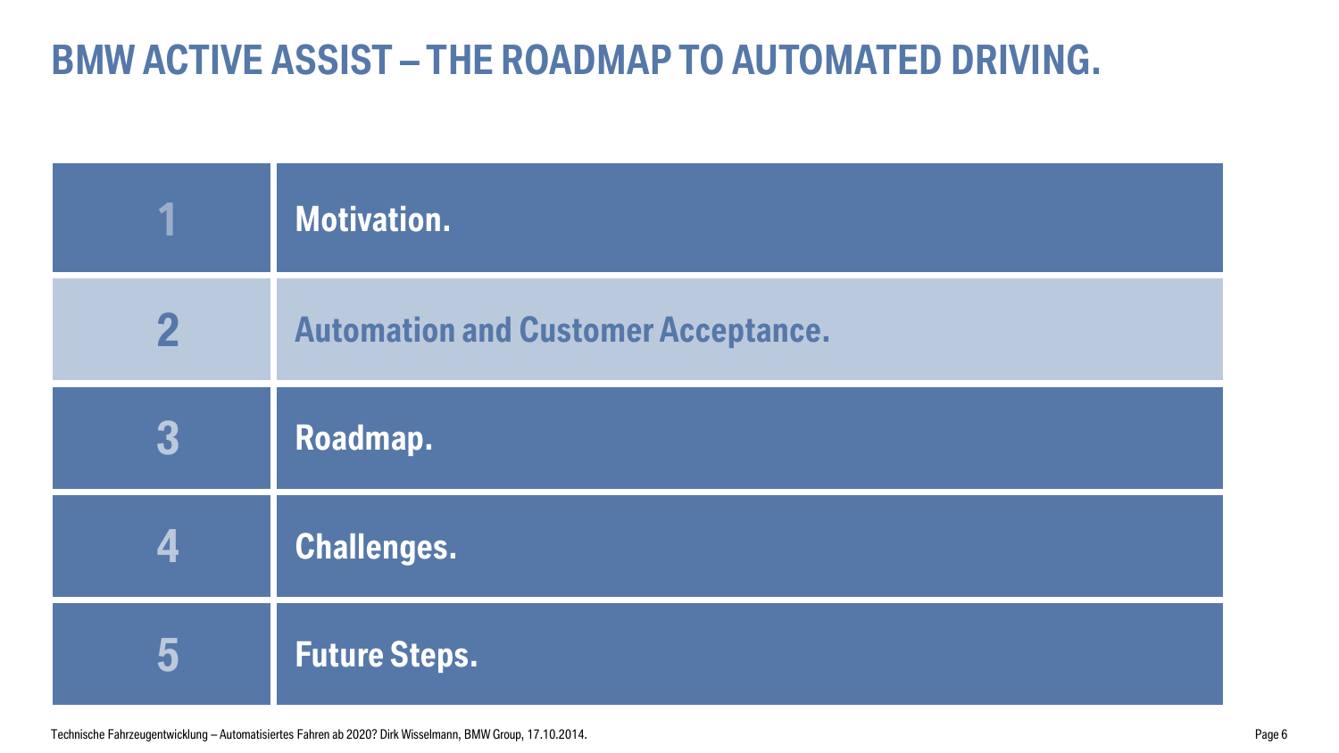# BMW ACTIVE ASSIST – THE ROADMAP TO AUTOMATED DRIVING.

| | |
|---|---|
| 1 | Motivation. |
| 2 | **Automation and Customer Acceptance.** |
| 3 | Roadmap. |
| 4 | Challenges. |
| 5 | Future Steps. |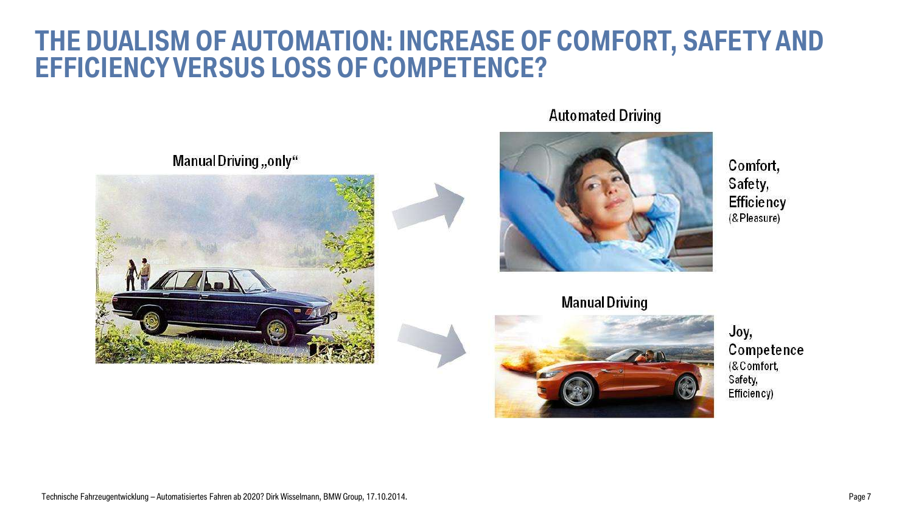# THE DUALISM OF AUTOMATION: INCREASE OF COMFORT, SAFETY AND EFFICIENCY VERSUS LOSS OF COMPETENCE?

Manual Driving „only“

Automated Driving

Comfort,
Safety,
Efficiency
(&Pleasure)

Manual Driving

Joy,
Competence
(&Comfort,
Safety,
Efficiency)

Technische Fahrzeugentwicklung – Automatisiertes Fahren ab 2020? Dirk Wisselmann, BMW Group, 17.10.2014.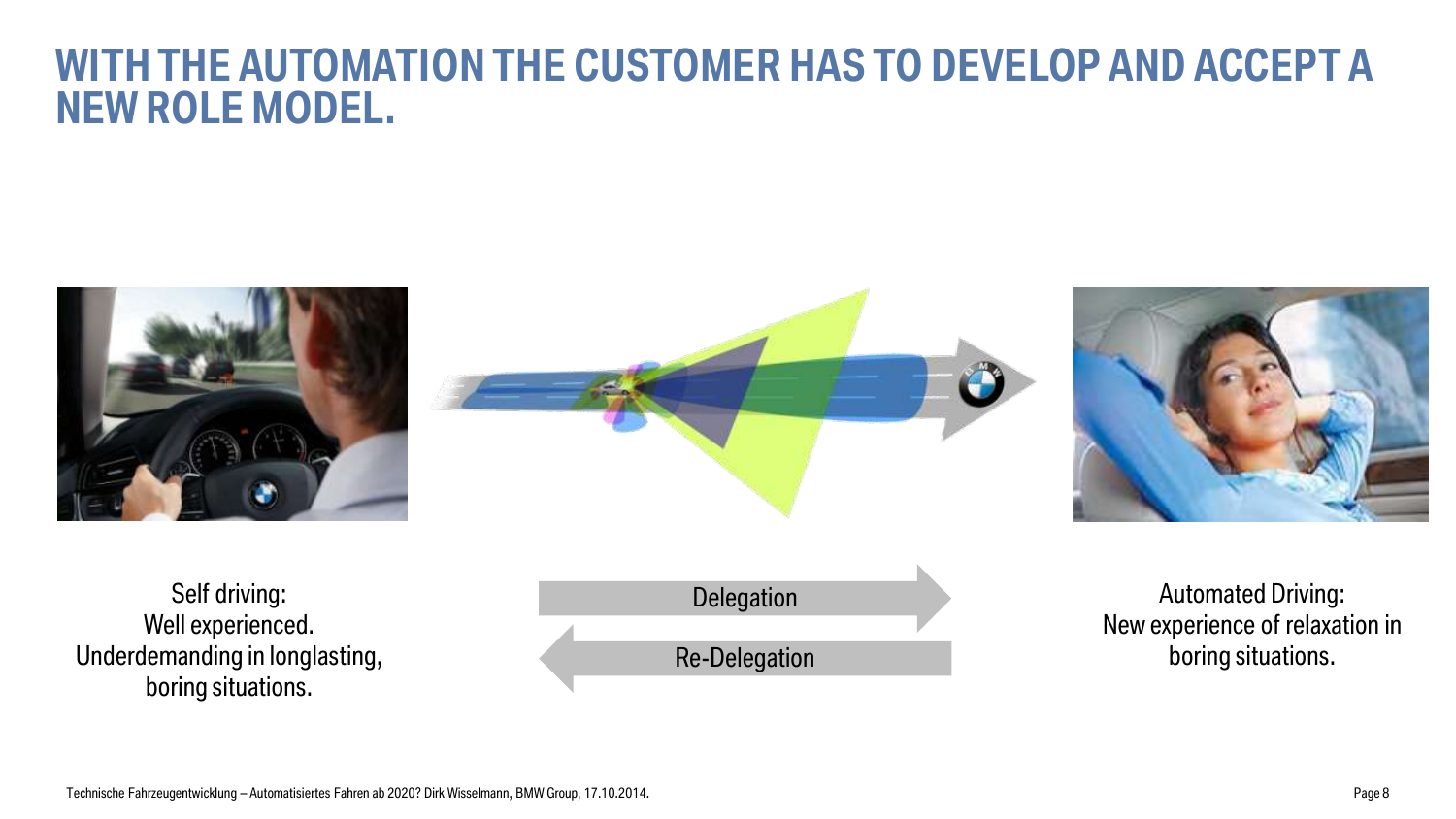# WITH THE AUTOMATION THE CUSTOMER HAS TO DEVELOP AND ACCEPT A NEW ROLE MODEL.

Self driving:
Well experienced.
Underdemanding in longlasting, boring situations.

Delegation

Re-Delegation

Automated Driving:
New experience of relaxation in boring situations.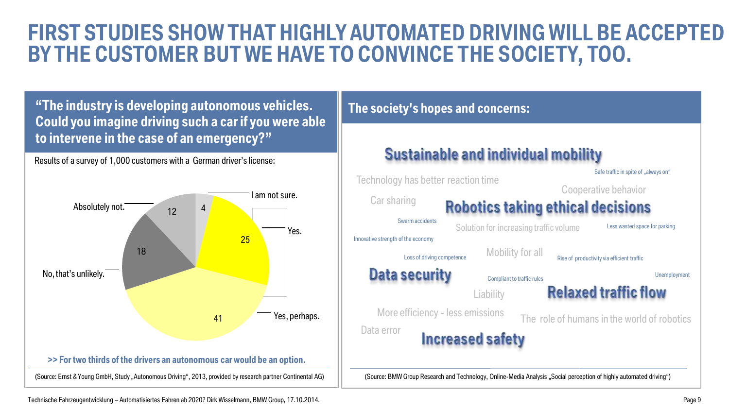# FIRST STUDIES SHOW THAT HIGHLY AUTOMATED DRIVING WILL BE ACCEPTED BY THE CUSTOMER BUT WE HAVE TO CONVINCE THE SOCIETY, TOO.

## "The industry is developing autonomous vehicles. Could you imagine driving such a car if you were able to intervene in the case of an emergency?"

Results of a survey of 1,000 customers with a German driver's license:

| Answer | Value |
|---|---|
| I am not sure. | 4 |
| Yes. | 25 |
| Yes, perhaps. | 41 |
| No, that's unlikely. | 18 |
| Absolutely not. | 12 |

**>> For two thirds of the drivers an autonomous car would be an option.**

(Source: Ernst & Young GmbH, Study „Autonomous Driving", 2013, provided by research partner Continental AG)

## The society's hopes and concerns:

**Sustainable and individual mobility**

Technology has better reaction time

Safe traffic in spite of „always on"

Cooperative behavior

Car sharing

**Robotics taking ethical decisions**

Swarm accidents

Solution for increasing traffic volume

Less wasted space for parking

Innovative strength of the economy

Loss of driving competence

Mobility for all

Rise of productivity via efficient traffic

**Data security**

Compliant to traffic rules

Unemployment

Liability

**Relaxed traffic flow**

More efficiency - less emissions

The role of humans in the world of robotics

Data error

**Increased safety**

(Source: BMW Group Research and Technology, Online-Media Analysis „Social perception of highly automated driving")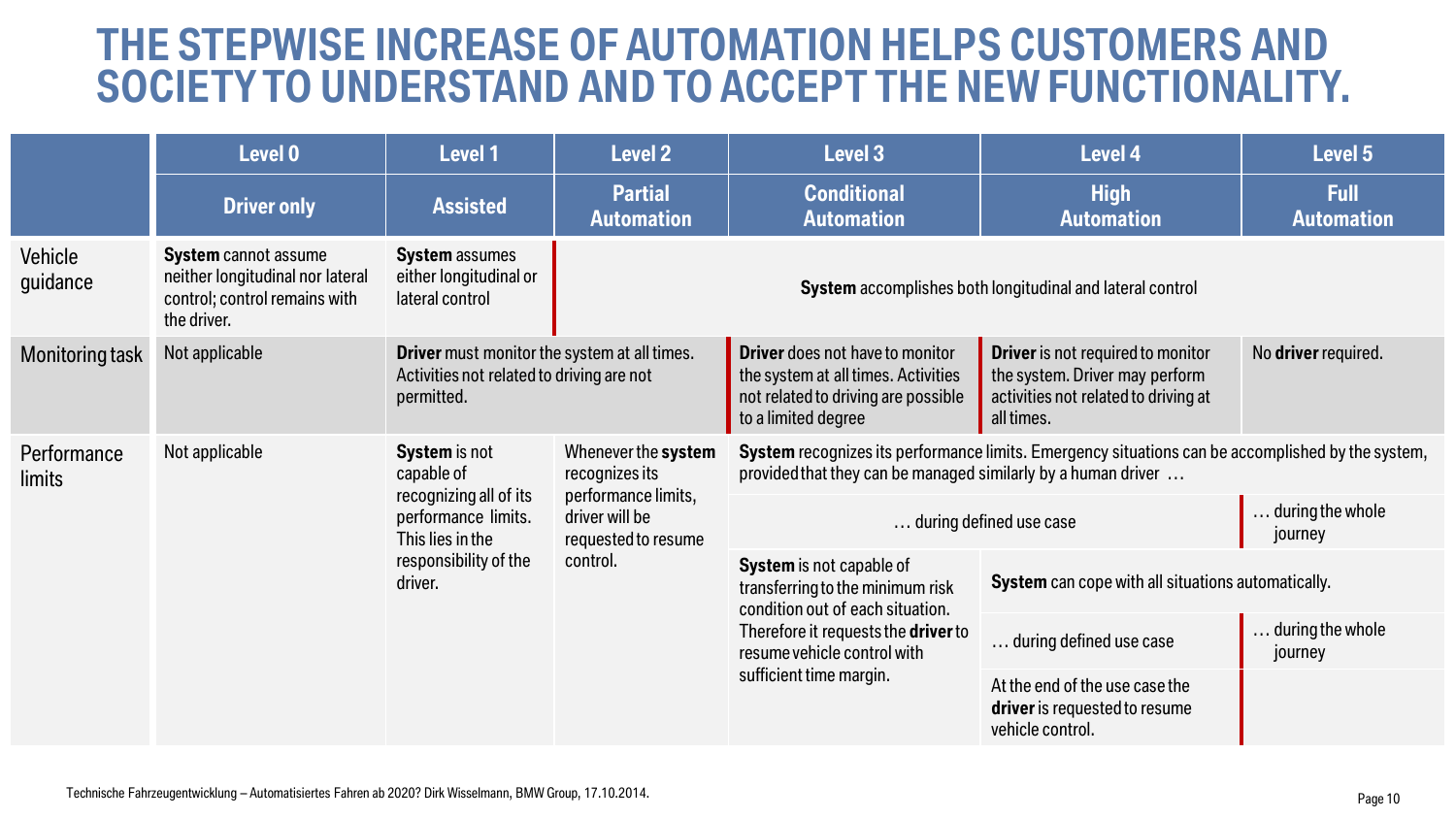# THE STEPWISE INCREASE OF AUTOMATION HELPS CUSTOMERS AND SOCIETY TO UNDERSTAND AND TO ACCEPT THE NEW FUNCTIONALITY.

| | Level 0 | Level 1 | Level 2 | Level 3 | Level 4 | Level 5 |
|---|---|---|---|---|---|---|
| | **Driver only** | **Assisted** | **Partial Automation** | **Conditional Automation** | **High Automation** | **Full Automation** |
| Vehicle guidance | **System** cannot assume neither longitudinal nor lateral control; control remains with the driver. | **System** assumes either longitudinal or lateral control | **System** accomplishes both longitudinal and lateral control | | | |
| Monitoring task | Not applicable | **Driver** must monitor the system at all times. Activities not related to driving are not permitted. | | **Driver** does not have to monitor the system at all times. Activities not related to driving are possible to a limited degree | **Driver** is not required to monitor the system. Driver may perform activities not related to driving at all times. | No **driver** required. |
| Performance limits | Not applicable | **System** is not capable of recognizing all of its performance limits. This lies in the responsibility of the driver. | Whenever the **system** recognizes its performance limits, driver will be requested to resume control. | **System** recognizes its performance limits. Emergency situations can be accomplished by the system, provided that they can be managed similarly by a human driver … | | |
| | | | | … during defined use case | | … during the whole journey |
| | | | | **System** is not capable of transferring to the minimum risk condition out of each situation. Therefore it requests the **driver** to resume vehicle control with sufficient time margin. | **System** can cope with all situations automatically. | |
| | | | | | … during defined use case | … during the whole journey |
| | | | | | At the end of the use case the **driver** is requested to resume vehicle control. | |

Technische Fahrzeugentwicklung – Automatisiertes Fahren ab 2020? Dirk Wisselmann, BMW Group, 17.10.2014.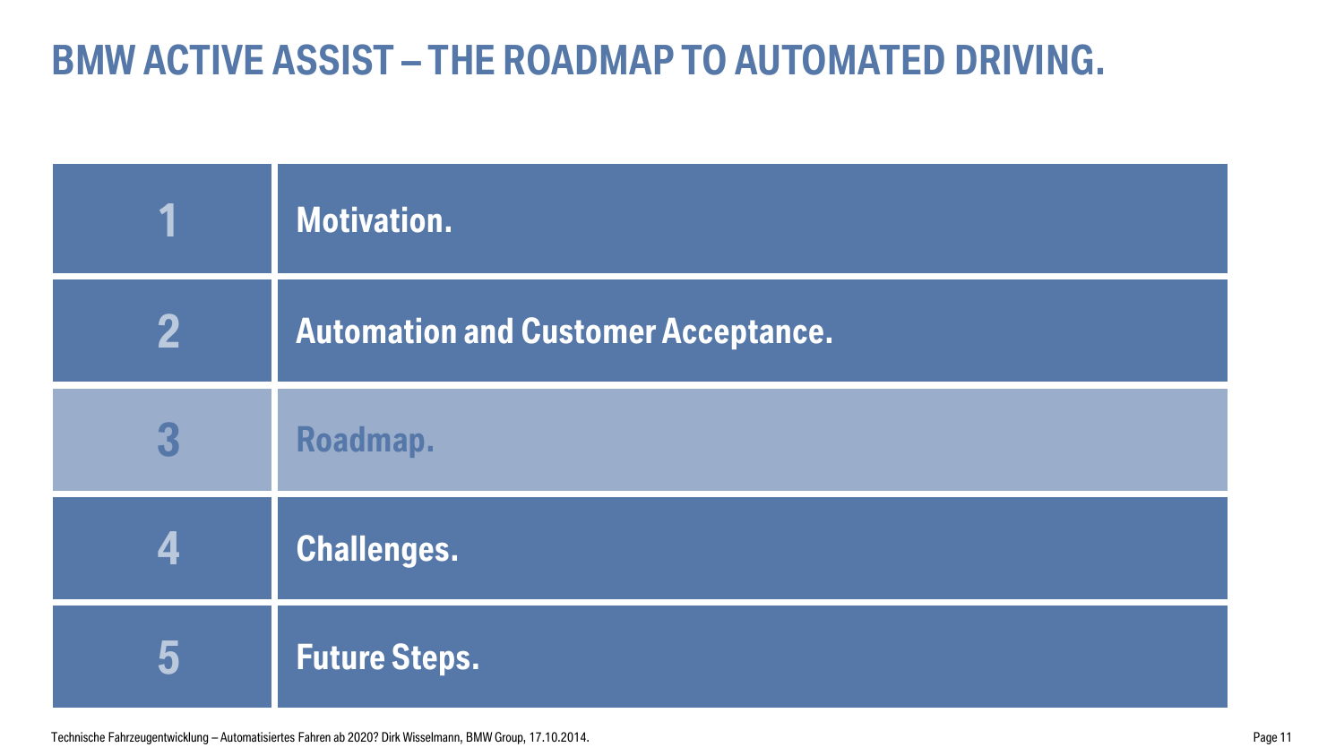# BMW ACTIVE ASSIST – THE ROADMAP TO AUTOMATED DRIVING.

| | |
|---|---|
| 1 | **Motivation.** |
| 2 | **Automation and Customer Acceptance.** |
| 3 | **Roadmap.** |
| 4 | **Challenges.** |
| 5 | **Future Steps.** |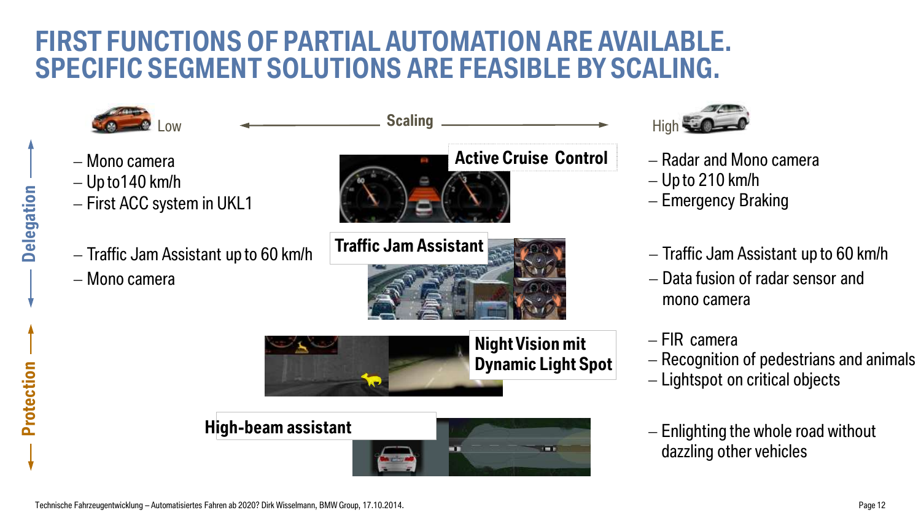# FIRST FUNCTIONS OF PARTIAL AUTOMATION ARE AVAILABLE. SPECIFIC SEGMENT SOLUTIONS ARE FEASIBLE BY SCALING.

Low ← Scaling → High

Delegation

| Low | Function | High |
| --- | --- | --- |
| – Mono camera<br>– Up to140 km/h<br>– First ACC system in UKL1 | **Active Cruise Control** | – Radar and Mono camera<br>– Up to 210 km/h<br>– Emergency Braking |
| – Traffic Jam Assistant up to 60 km/h<br>– Mono camera | **Traffic Jam Assistant** | – Traffic Jam Assistant up to 60 km/h<br>– Data fusion of radar sensor and mono camera |

Protection

| Function | High |
| --- | --- |
| **Night Vision mit Dynamic Light Spot** | – FIR camera<br>– Recognition of pedestrians and animals<br>– Lightspot on critical objects |
| **High-beam assistant** | – Enlighting the whole road without dazzling other vehicles |

Technische Fahrzeugentwicklung – Automatisiertes Fahren ab 2020? Dirk Wisselmann, BMW Group, 17.10.2014.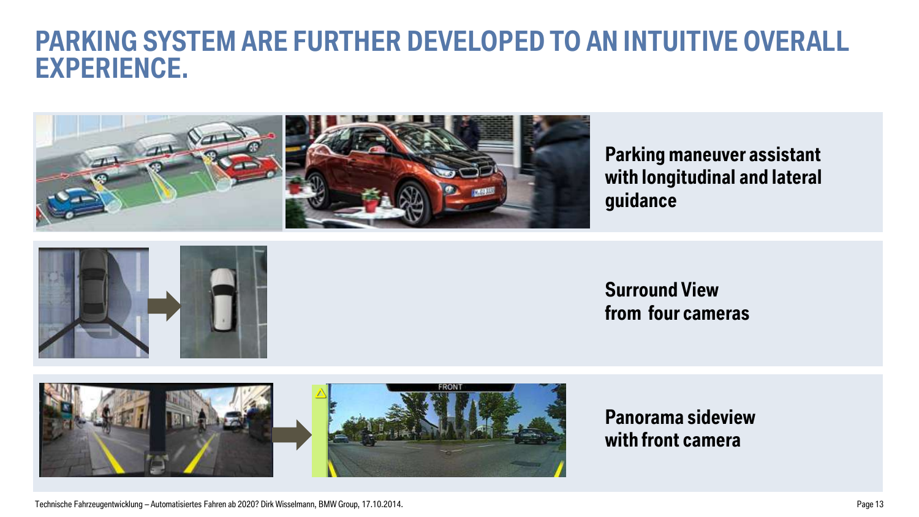# PARKING SYSTEM ARE FURTHER DEVELOPED TO AN INTUITIVE OVERALL EXPERIENCE.

**Parking maneuver assistant with longitudinal and lateral guidance**

**Surround View from four cameras**

**Panorama sideview with front camera**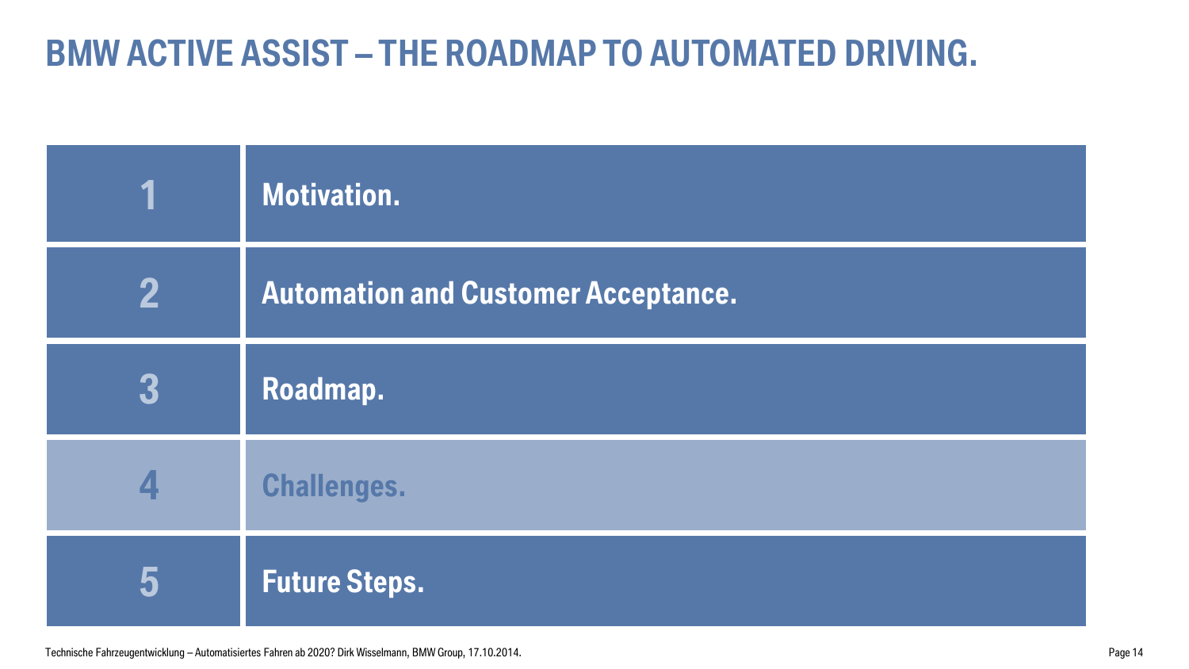# BMW ACTIVE ASSIST – THE ROADMAP TO AUTOMATED DRIVING.

| | |
|---|---|
| 1 | **Motivation.** |
| 2 | **Automation and Customer Acceptance.** |
| 3 | **Roadmap.** |
| 4 | **Challenges.** |
| 5 | **Future Steps.** |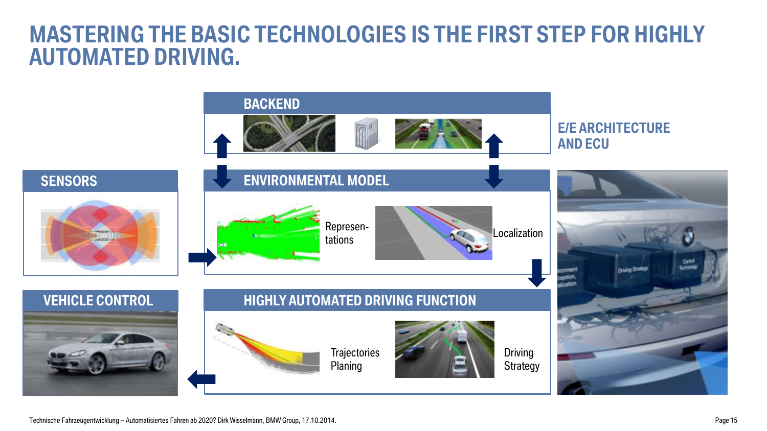# MASTERING THE BASIC TECHNOLOGIES IS THE FIRST STEP FOR HIGHLY AUTOMATED DRIVING.

## BACKEND

## SENSORS

## ENVIRONMENTAL MODEL

Represen-tations

Localization

## E/E ARCHITECTURE AND ECU

## VEHICLE CONTROL

## HIGHLY AUTOMATED DRIVING FUNCTION

Trajectories Planing

Driving Strategy

Technische Fahrzeugentwicklung – Automatisiertes Fahren ab 2020? Dirk Wisselmann, BMW Group, 17.10.2014.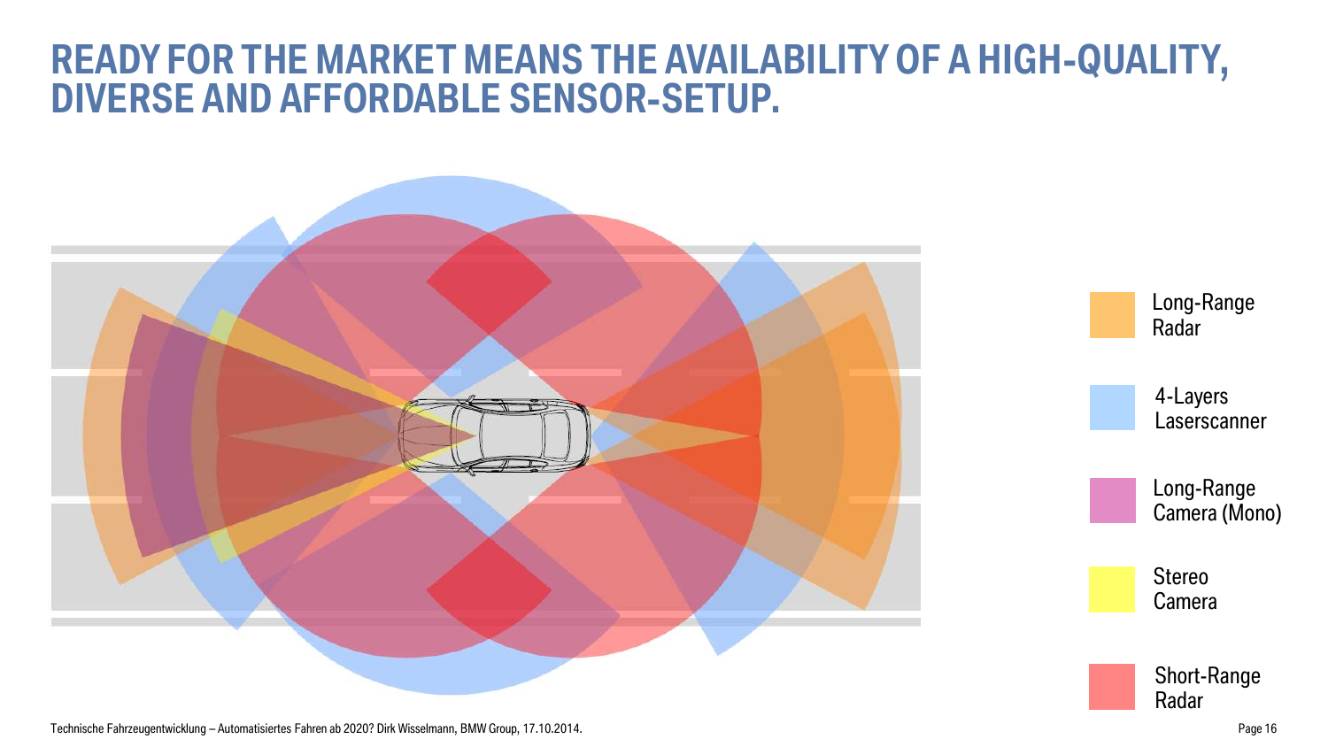# READY FOR THE MARKET MEANS THE AVAILABILITY OF A HIGH-QUALITY, DIVERSE AND AFFORDABLE SENSOR-SETUP.

- Long-Range Radar
- 4-Layers Laserscanner
- Long-Range Camera (Mono)
- Stereo Camera
- Short-Range Radar

Technische Fahrzeugentwicklung – Automatisiertes Fahren ab 2020? Dirk Wisselmann, BMW Group, 17.10.2014.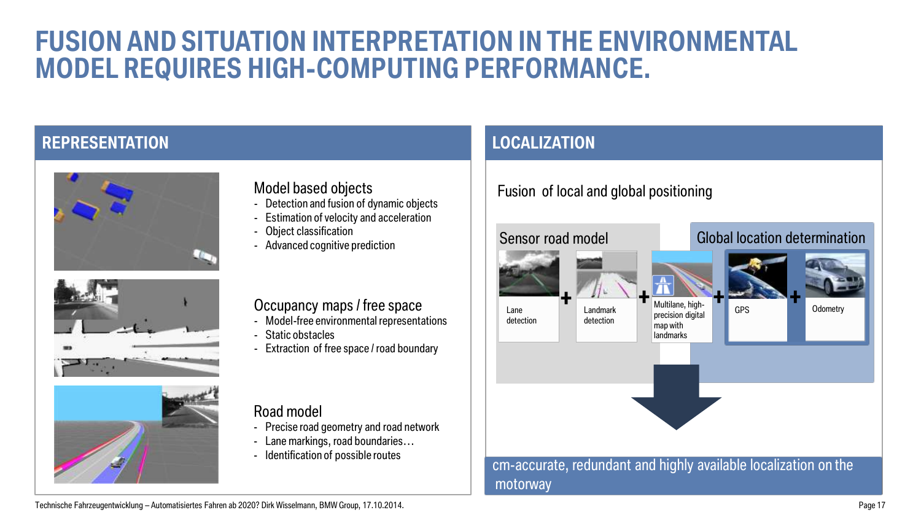# FUSION AND SITUATION INTERPRETATION IN THE ENVIRONMENTAL MODEL REQUIRES HIGH-COMPUTING PERFORMANCE.

## REPRESENTATION

### Model based objects

- Detection and fusion of dynamic objects
- Estimation of velocity and acceleration
- Object classification
- Advanced cognitive prediction

### Occupancy maps / free space

- Model-free environmental representations
- Static obstacles
- Extraction of free space / road boundary

### Road model

- Precise road geometry and road network
- Lane markings, road boundaries…
- Identification of possible routes

## LOCALIZATION

Fusion of local and global positioning

**Sensor road model**

Lane detection + Landmark detection + Multilane, high-precision digital map with landmarks

**Global location determination**

GPS + Odometry

cm-accurate, redundant and highly available localization on the motorway

Technische Fahrzeugentwicklung – Automatisiertes Fahren ab 2020? Dirk Wisselmann, BMW Group, 17.10.2014.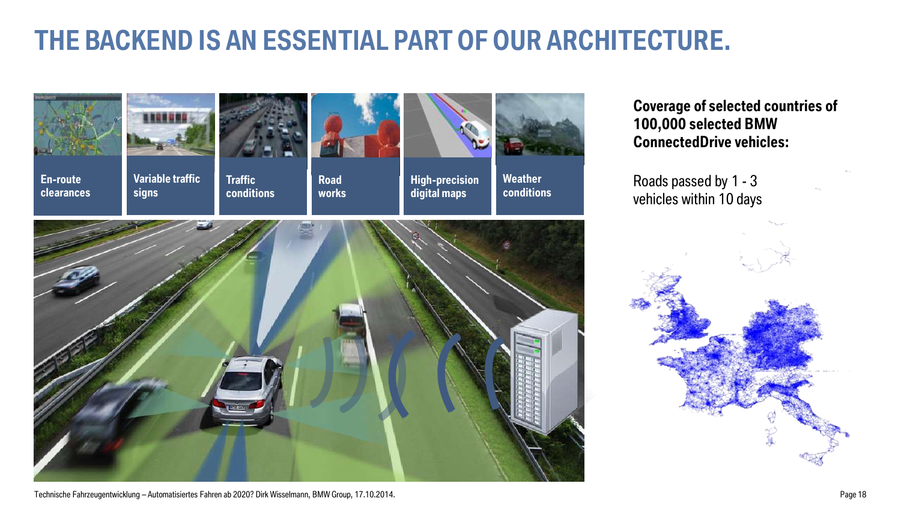# THE BACKEND IS AN ESSENTIAL PART OF OUR ARCHITECTURE.

**En-route clearances**

**Variable traffic signs**

**Traffic conditions**

**Road works**

**High-precision digital maps**

**Weather conditions**

**Coverage of selected countries of 100,000 selected BMW ConnectedDrive vehicles:**

Roads passed by 1 - 3 vehicles within 10 days

Technische Fahrzeugentwicklung – Automatisiertes Fahren ab 2020? Dirk Wisselmann, BMW Group, 17.10.2014.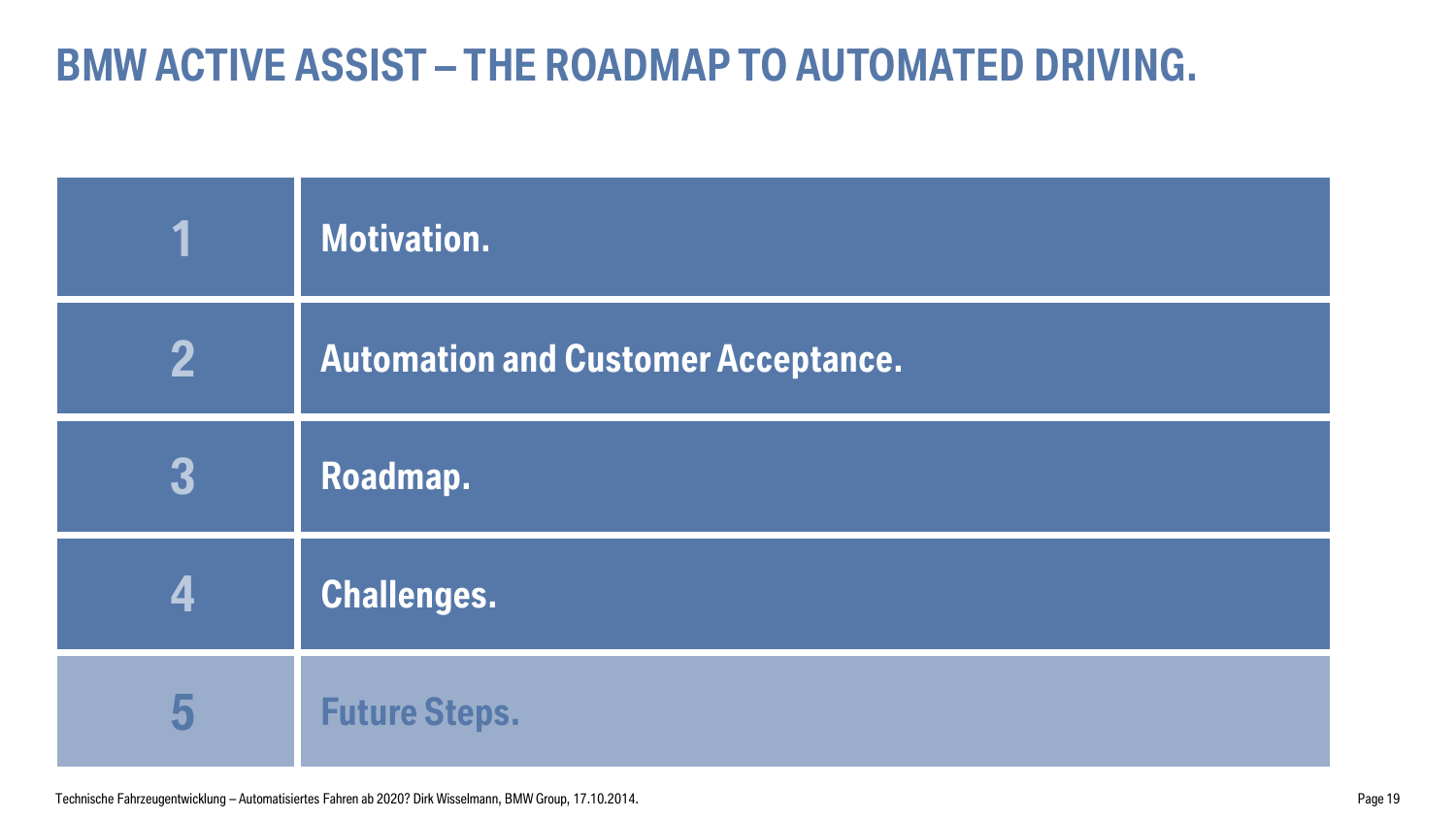# BMW ACTIVE ASSIST – THE ROADMAP TO AUTOMATED DRIVING.

| | |
|---|---|
| 1 | **Motivation.** |
| 2 | **Automation and Customer Acceptance.** |
| 3 | **Roadmap.** |
| 4 | **Challenges.** |
| 5 | **Future Steps.** |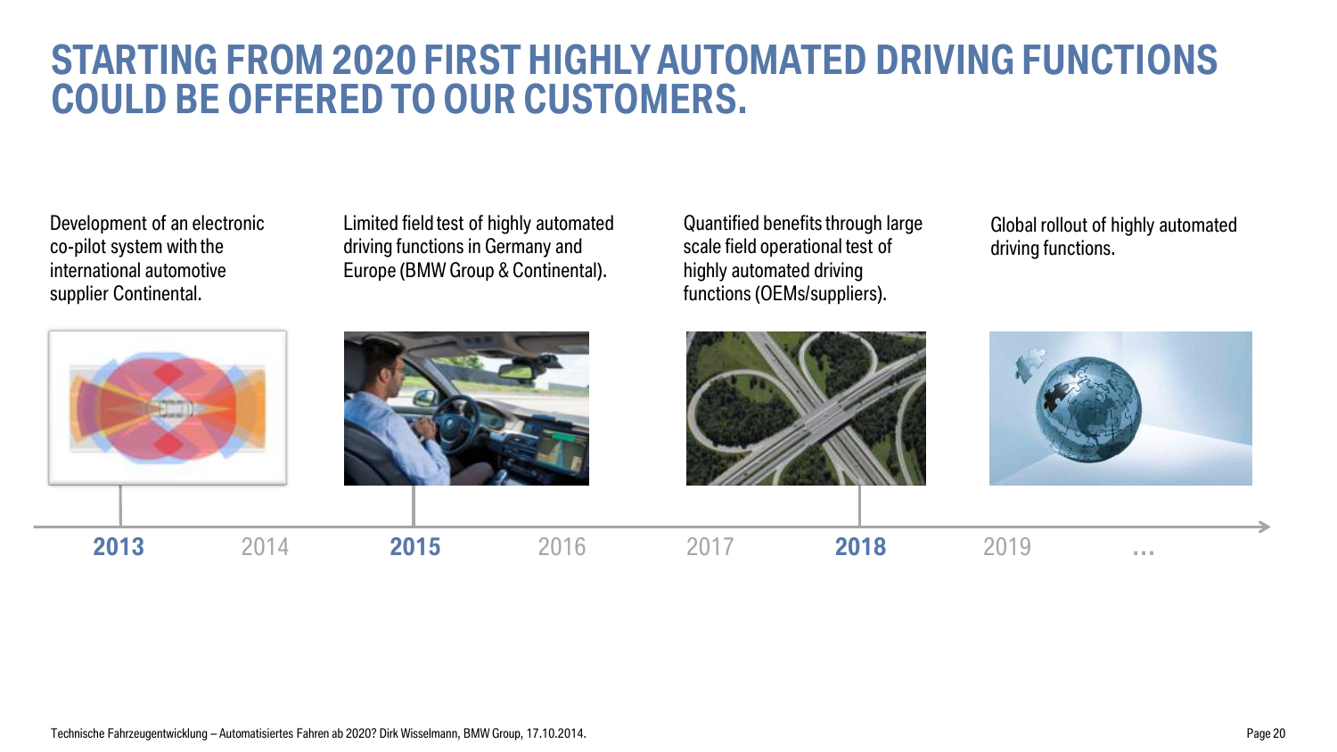# STARTING FROM 2020 FIRST HIGHLY AUTOMATED DRIVING FUNCTIONS COULD BE OFFERED TO OUR CUSTOMERS.

**2013**: Development of an electronic co-pilot system with the international automotive supplier Continental.

**2015**: Limited field test of highly automated driving functions in Germany and Europe (BMW Group & Continental).

**2018**: Quantified benefits through large scale field operational test of highly automated driving functions (OEMs/suppliers).

**...**: Global rollout of highly automated driving functions.

**2013** 2014 **2015** 2016 2017 **2018** 2019 **...**

Technische Fahrzeugentwicklung – Automatisiertes Fahren ab 2020? Dirk Wisselmann, BMW Group, 17.10.2014.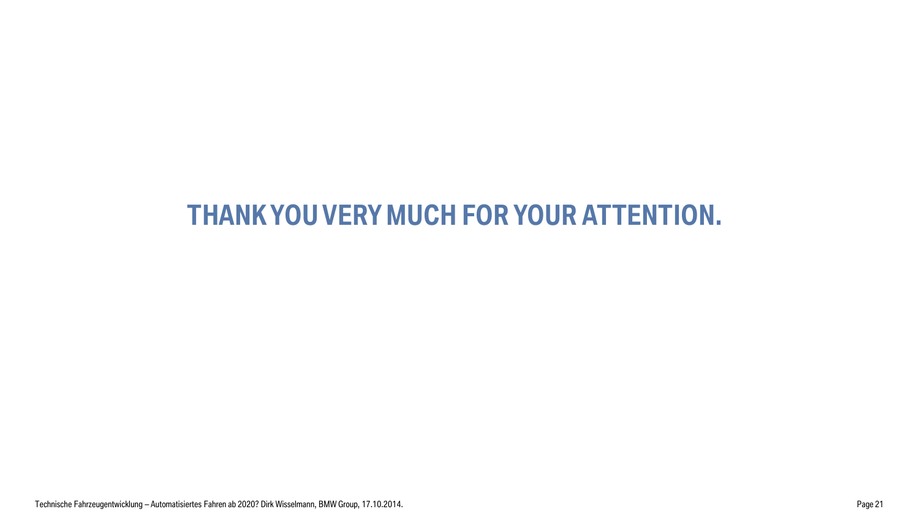# THANK YOU VERY MUCH FOR YOUR ATTENTION.